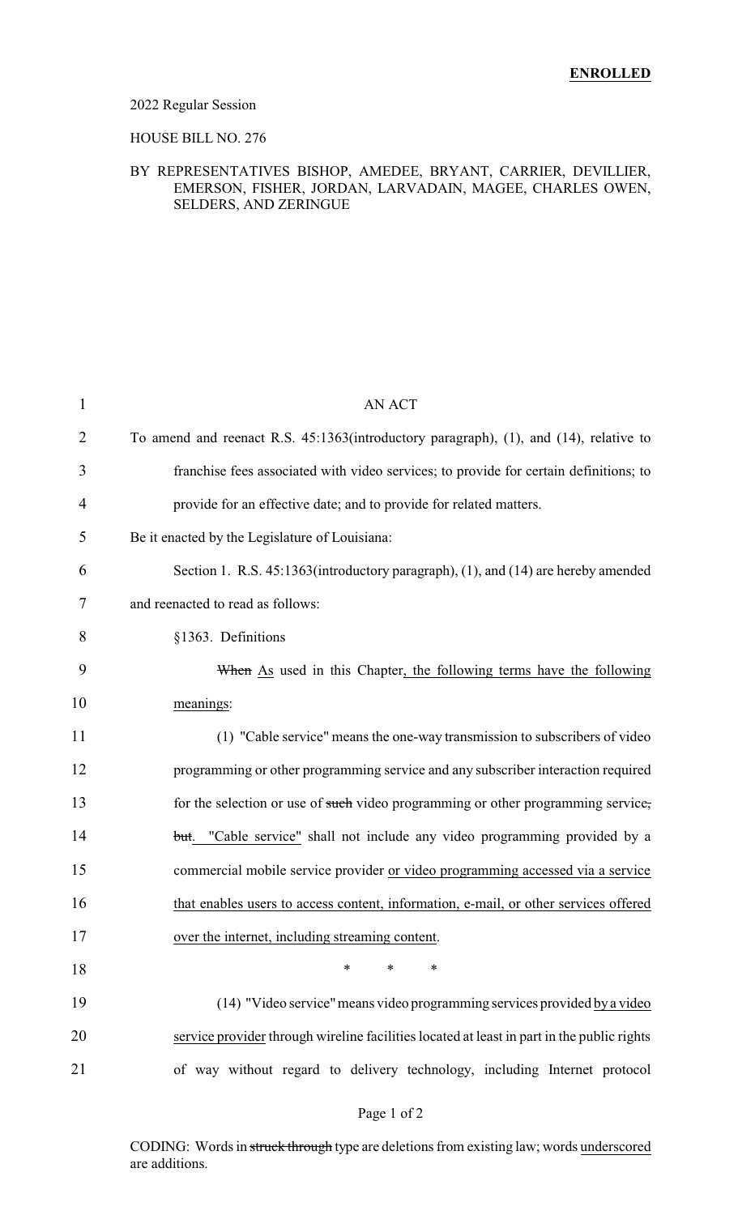**ENROLLED**

2022 Regular Session

HOUSE BILL NO. 276

BY REPRESENTATIVES BISHOP, AMEDEE, BRYANT, CARRIER, DEVILLIER, EMERSON, FISHER, JORDAN, LARVADAIN, MAGEE, CHARLES OWEN, SELDERS, AND ZERINGUE

AN ACT

To amend and reenact R.S. 45:1363(introductory paragraph), (1), and (14), relative to franchise fees associated with video services; to provide for certain definitions; to provide for an effective date; and to provide for related matters.

Be it enacted by the Legislature of Louisiana:

Section 1. R.S. 45:1363(introductory paragraph), (1), and (14) are hereby amended and reenacted to read as follows:

§1363. Definitions

~~When~~ As used in this Chapter, the following terms have the following meanings:

(1) "Cable service" means the one-way transmission to subscribers of video programming or other programming service and any subscriber interaction required for the selection or use of ~~such~~ video programming or other programming service~~,~~ ~~but~~. "Cable service" shall not include any video programming provided by a commercial mobile service provider or video programming accessed via a service that enables users to access content, information, e-mail, or other services offered over the internet, including streaming content.

\* \* \*

(14) "Video service" means video programming services provided by a video service provider through wireline facilities located at least in part in the public rights of way without regard to delivery technology, including Internet protocol

CODING: Words in ~~struck through~~ type are deletions from existing law; words underscored are additions.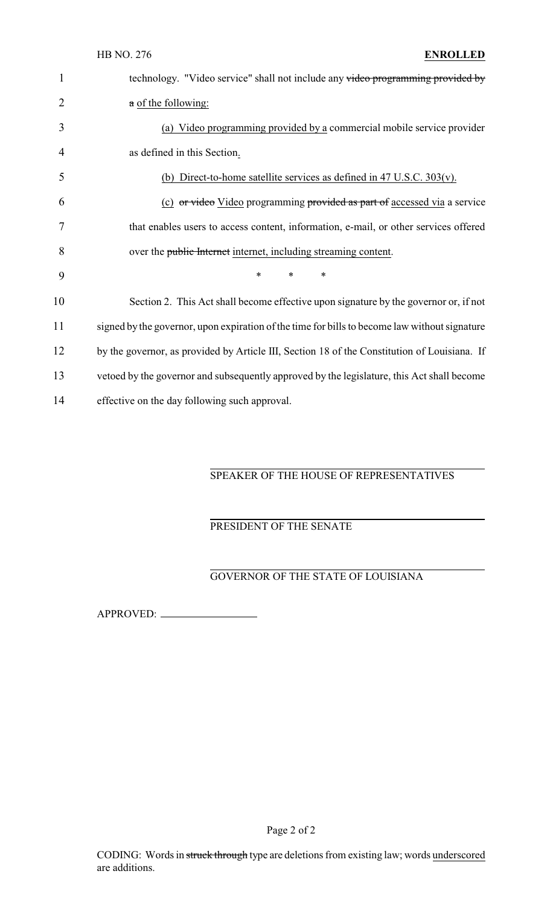technology. "Video service" shall not include any ~~video programming provided by a~~ of the following:

(a) Video programming provided by a commercial mobile service provider as defined in this Section.

(b) Direct-to-home satellite services as defined in 47 U.S.C. 303(v).

(c) ~~or video~~ Video programming ~~provided as part of~~ accessed via a service that enables users to access content, information, e-mail, or other services offered over the ~~public Internet~~ internet, including streaming content.

\* \* \*

Section 2. This Act shall become effective upon signature by the governor or, if not signed by the governor, upon expiration of the time for bills to become law without signature by the governor, as provided by Article III, Section 18 of the Constitution of Louisiana. If vetoed by the governor and subsequently approved by the legislature, this Act shall become effective on the day following such approval.

SPEAKER OF THE HOUSE OF REPRESENTATIVES

PRESIDENT OF THE SENATE

GOVERNOR OF THE STATE OF LOUISIANA

APPROVED: \_\_\_\_\_\_\_\_\_\_\_\_\_\_\_\_\_\_

CODING: Words in ~~struck through~~ type are deletions from existing law; words underscored are additions.